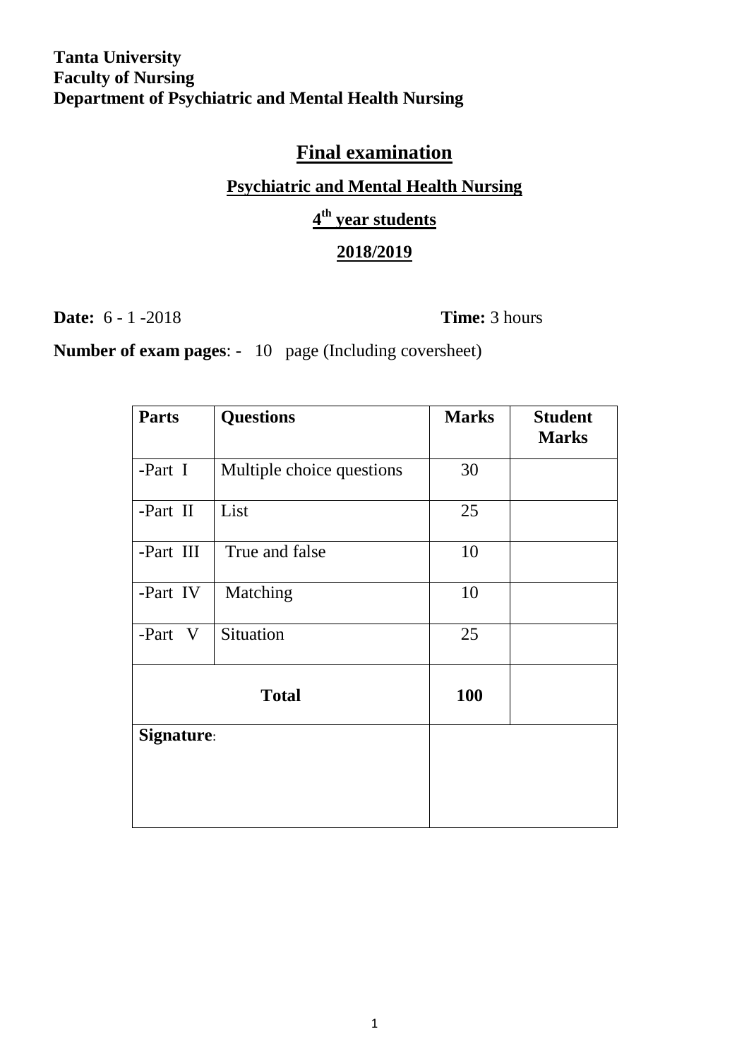**Tanta University**
**Faculty of Nursing**
**Department of Psychiatric and Mental Health Nursing**

# Final examination

## Psychiatric and Mental Health Nursing

## 4th year students

## 2018/2019

**Date:** 6 - 1 -2018 **Time:** 3 hours

**Number of exam pages**: - 10 page (Including coversheet)

| Parts | Questions | Marks | Student Marks |
|---|---|---|---|
| -Part I | Multiple choice questions | 30 | |
| -Part II | List | 25 | |
| -Part III | True and false | 10 | |
| -Part IV | Matching | 10 | |
| -Part V | Situation | 25 | |
| **Total** | | **100** | |
| **Signature**: | | | |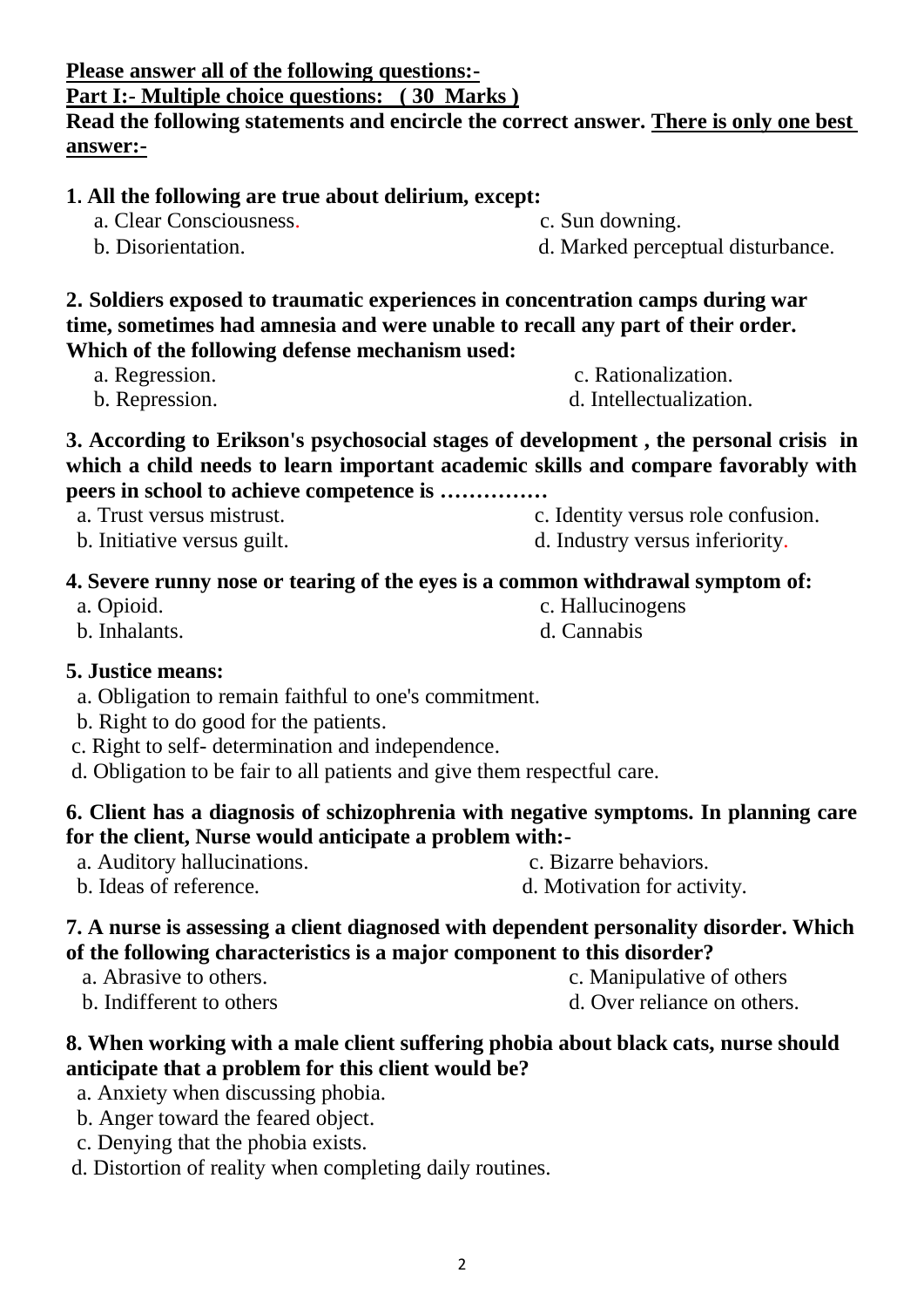**Please answer all of the following questions:-**

**Part I:- Multiple choice questions: ( 30 Marks )**

**Read the following statements and encircle the correct answer. There is only one best answer:-**

**1. All the following are true about delirium, except:**

a. Clear Consciousness.
b. Disorientation.
c. Sun downing.
d. Marked perceptual disturbance.

**2. Soldiers exposed to traumatic experiences in concentration camps during war time, sometimes had amnesia and were unable to recall any part of their order. Which of the following defense mechanism used:**

a. Regression.
b. Repression.
c. Rationalization.
d. Intellectualization.

**3. According to Erikson's psychosocial stages of development , the personal crisis in which a child needs to learn important academic skills and compare favorably with peers in school to achieve competence is ……………**

a. Trust versus mistrust.
b. Initiative versus guilt.
c. Identity versus role confusion.
d. Industry versus inferiority.

**4. Severe runny nose or tearing of the eyes is a common withdrawal symptom of:**

a. Opioid.
b. Inhalants.
c. Hallucinogens
d. Cannabis

**5. Justice means:**

a. Obligation to remain faithful to one's commitment.
b. Right to do good for the patients.
c. Right to self- determination and independence.
d. Obligation to be fair to all patients and give them respectful care.

**6. Client has a diagnosis of schizophrenia with negative symptoms. In planning care for the client, Nurse would anticipate a problem with:-**

a. Auditory hallucinations.
b. Ideas of reference.
c. Bizarre behaviors.
d. Motivation for activity.

**7. A nurse is assessing a client diagnosed with dependent personality disorder. Which of the following characteristics is a major component to this disorder?**

a. Abrasive to others.
b. Indifferent to others
c. Manipulative of others
d. Over reliance on others.

**8. When working with a male client suffering phobia about black cats, nurse should anticipate that a problem for this client would be?**

a. Anxiety when discussing phobia.
b. Anger toward the feared object.
c. Denying that the phobia exists.
d. Distortion of reality when completing daily routines.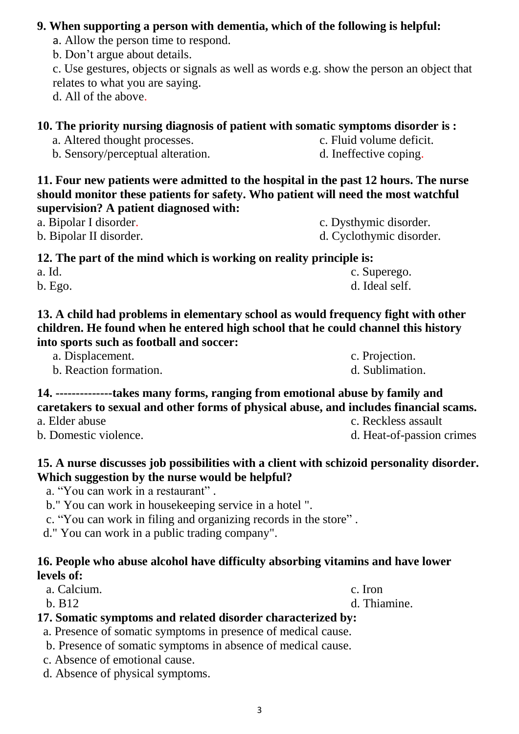**9. When supporting a person with dementia, which of the following is helpful:**

a. Allow the person time to respond.

b. Don't argue about details.

c. Use gestures, objects or signals as well as words e.g. show the person an object that relates to what you are saying.

d. All of the above.

**10. The priority nursing diagnosis of patient with somatic symptoms disorder is :**

a. Altered thought processes.

b. Sensory/perceptual alteration.

c. Fluid volume deficit.

d. Ineffective coping.

**11. Four new patients were admitted to the hospital in the past 12 hours. The nurse should monitor these patients for safety. Who patient will need the most watchful supervision? A patient diagnosed with:**

a. Bipolar I disorder.

b. Bipolar II disorder.

c. Dysthymic disorder.

d. Cyclothymic disorder.

**12. The part of the mind which is working on reality principle is:**

a. Id.

b. Ego.

c. Superego.

d. Ideal self.

**13. A child had problems in elementary school as would frequency fight with other children. He found when he entered high school that he could channel this history into sports such as football and soccer:**

a. Displacement.

b. Reaction formation.

c. Projection.

d. Sublimation.

**14. -------------takes many forms, ranging from emotional abuse by family and caretakers to sexual and other forms of physical abuse, and includes financial scams.**

a. Elder abuse

b. Domestic violence.

c. Reckless assault

d. Heat-of-passion crimes

**15. A nurse discusses job possibilities with a client with schizoid personality disorder. Which suggestion by the nurse would be helpful?**

a. "You can work in a restaurant" .

b." You can work in housekeeping service in a hotel ".

c. "You can work in filing and organizing records in the store" .

d." You can work in a public trading company".

**16. People who abuse alcohol have difficulty absorbing vitamins and have lower levels of:**

a. Calcium.

b. B12

c. Iron

d. Thiamine.

**17. Somatic symptoms and related disorder characterized by:**

a. Presence of somatic symptoms in presence of medical cause.

b. Presence of somatic symptoms in absence of medical cause.

c. Absence of emotional cause.

d. Absence of physical symptoms.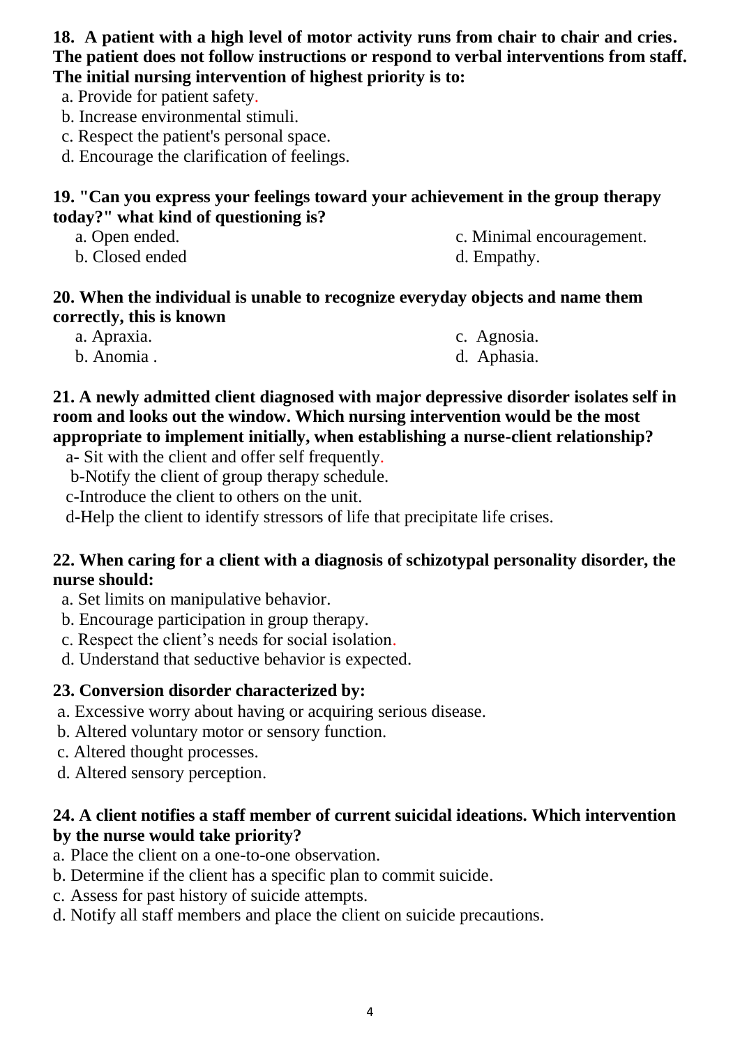**18. A patient with a high level of motor activity runs from chair to chair and cries. The patient does not follow instructions or respond to verbal interventions from staff. The initial nursing intervention of highest priority is to:**

a. Provide for patient safety.
b. Increase environmental stimuli.
c. Respect the patient's personal space.
d. Encourage the clarification of feelings.

**19. "Can you express your feelings toward your achievement in the group therapy today?" what kind of questioning is?**

a. Open ended.
b. Closed ended
c. Minimal encouragement.
d. Empathy.

**20. When the individual is unable to recognize everyday objects and name them correctly, this is known**

a. Apraxia.
b. Anomia .
c. Agnosia.
d. Aphasia.

**21. A newly admitted client diagnosed with major depressive disorder isolates self in room and looks out the window. Which nursing intervention would be the most appropriate to implement initially, when establishing a nurse-client relationship?**

a- Sit with the client and offer self frequently.
b-Notify the client of group therapy schedule.
c-Introduce the client to others on the unit.
d-Help the client to identify stressors of life that precipitate life crises.

**22. When caring for a client with a diagnosis of schizotypal personality disorder, the nurse should:**

a. Set limits on manipulative behavior.
b. Encourage participation in group therapy.
c. Respect the client's needs for social isolation.
d. Understand that seductive behavior is expected.

**23. Conversion disorder characterized by:**

a. Excessive worry about having or acquiring serious disease.
b. Altered voluntary motor or sensory function.
c. Altered thought processes.
d. Altered sensory perception.

**24. A client notifies a staff member of current suicidal ideations. Which intervention by the nurse would take priority?**

a. Place the client on a one-to-one observation.
b. Determine if the client has a specific plan to commit suicide.
c. Assess for past history of suicide attempts.
d. Notify all staff members and place the client on suicide precautions.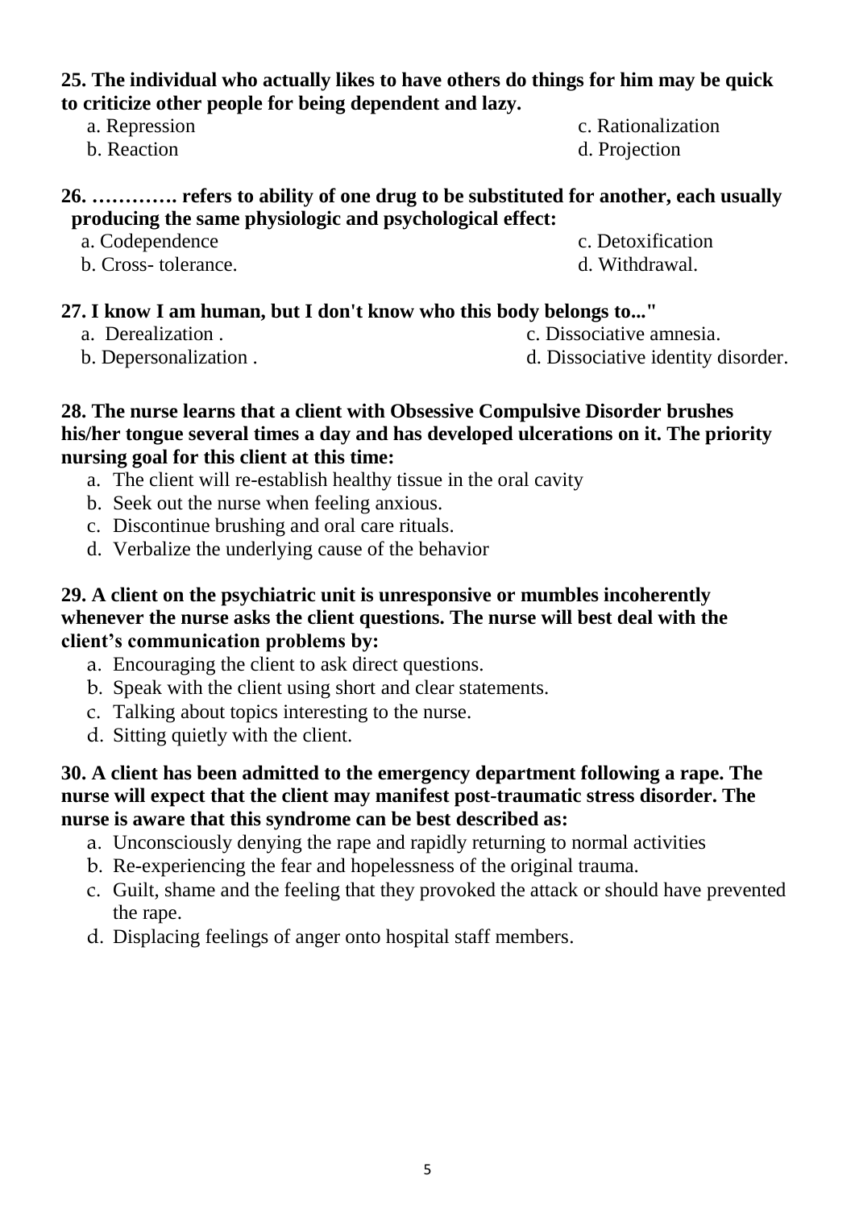**25. The individual who actually likes to have others do things for him may be quick to criticize other people for being dependent and lazy.**

a. Repression
b. Reaction
c. Rationalization
d. Projection

**26. …………. refers to ability of one drug to be substituted for another, each usually producing the same physiologic and psychological effect:**

a. Codependence
b. Cross- tolerance.
c. Detoxification
d. Withdrawal.

**27. I know I am human, but I don't know who this body belongs to..."**

a. Derealization .
b. Depersonalization .
c. Dissociative amnesia.
d. Dissociative identity disorder.

**28. The nurse learns that a client with Obsessive Compulsive Disorder brushes his/her tongue several times a day and has developed ulcerations on it. The priority nursing goal for this client at this time:**

a. The client will re-establish healthy tissue in the oral cavity
b. Seek out the nurse when feeling anxious.
c. Discontinue brushing and oral care rituals.
d. Verbalize the underlying cause of the behavior

**29. A client on the psychiatric unit is unresponsive or mumbles incoherently whenever the nurse asks the client questions. The nurse will best deal with the client's communication problems by:**

a. Encouraging the client to ask direct questions.
b. Speak with the client using short and clear statements.
c. Talking about topics interesting to the nurse.
d. Sitting quietly with the client.

**30. A client has been admitted to the emergency department following a rape. The nurse will expect that the client may manifest post-traumatic stress disorder. The nurse is aware that this syndrome can be best described as:**

a. Unconsciously denying the rape and rapidly returning to normal activities
b. Re-experiencing the fear and hopelessness of the original trauma.
c. Guilt, shame and the feeling that they provoked the attack or should have prevented the rape.
d. Displacing feelings of anger onto hospital staff members.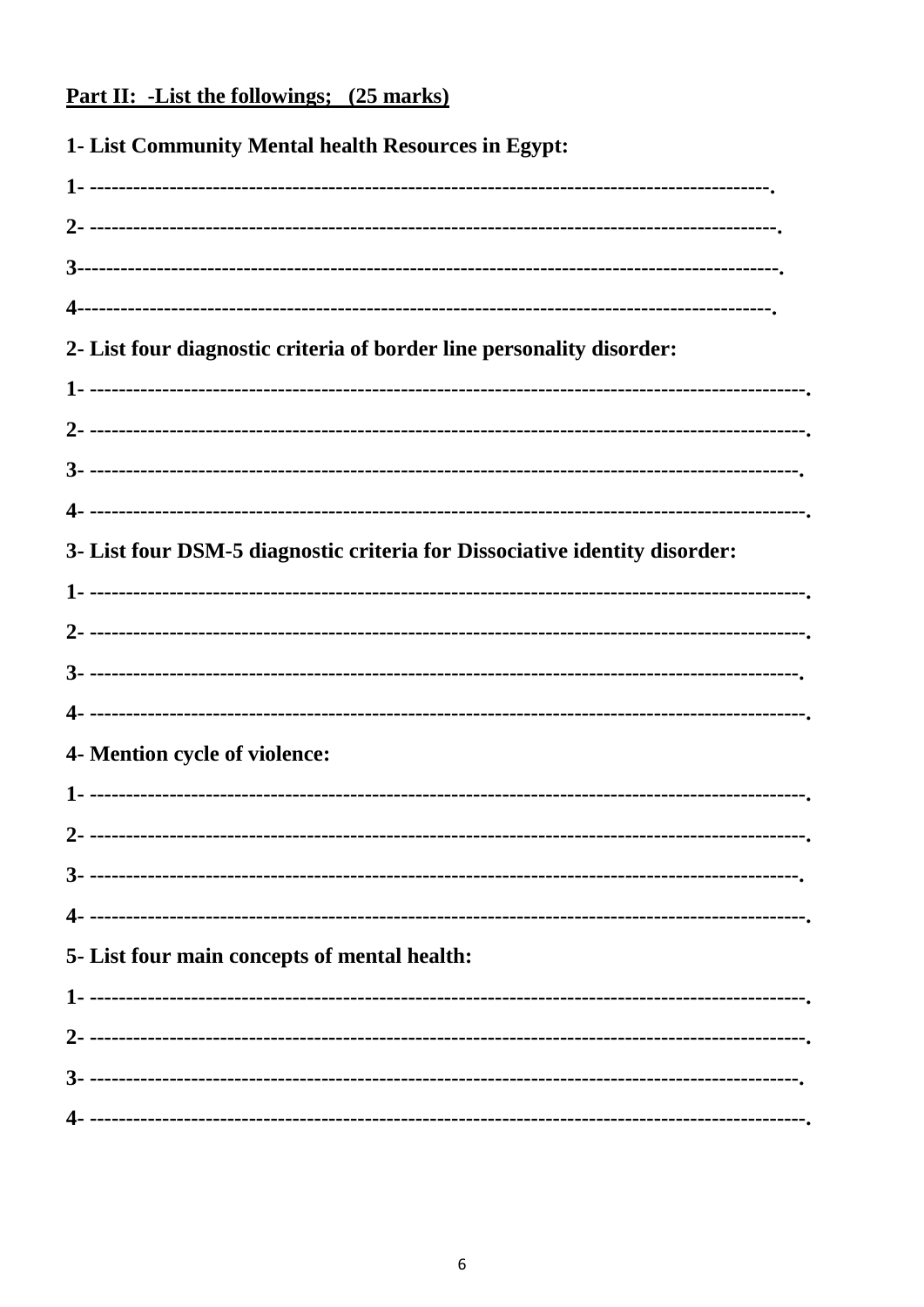## Part II: -List the followings; (25 marks)

**1- List Community Mental health Resources in Egypt:**

1- ---------------------------------------------------------------------------------------------.

2- ----------------------------------------------------------------------------------------------.

3----------------------------------------------------------------------------------------------.

4---------------------------------------------------------------------------------------------.

**2- List four diagnostic criteria of border line personality disorder:**

1- -------------------------------------------------------------------------------------------------.

2- -------------------------------------------------------------------------------------------------.

3- ------------------------------------------------------------------------------------------------.

4- -------------------------------------------------------------------------------------------------.

**3- List four DSM-5 diagnostic criteria for Dissociative identity disorder:**

1- -------------------------------------------------------------------------------------------------.

2- -------------------------------------------------------------------------------------------------.

3- ------------------------------------------------------------------------------------------------.

4- -------------------------------------------------------------------------------------------------.

**4- Mention cycle of violence:**

1- -------------------------------------------------------------------------------------------------.

2- -------------------------------------------------------------------------------------------------.

3- ------------------------------------------------------------------------------------------------.

4- -------------------------------------------------------------------------------------------------.

**5- List four main concepts of mental health:**

1- -------------------------------------------------------------------------------------------------.

2- -------------------------------------------------------------------------------------------------.

3- ------------------------------------------------------------------------------------------------.

4- -------------------------------------------------------------------------------------------------.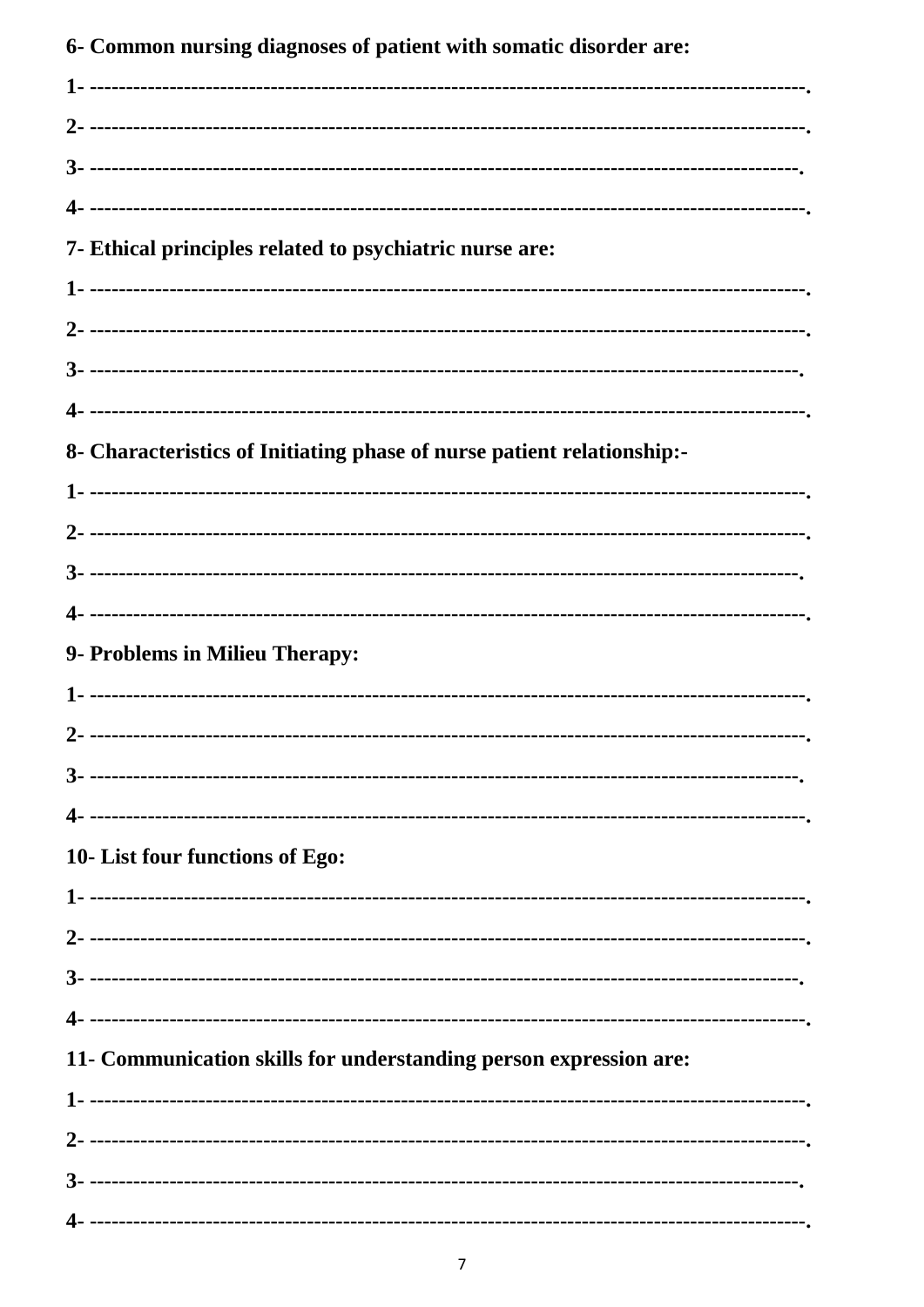**6- Common nursing diagnoses of patient with somatic disorder are:**

**1- -----------------------------------------------------------------------------------------------.**

**2- -----------------------------------------------------------------------------------------------.**

**3- ----------------------------------------------------------------------------------------------.**

**4- -----------------------------------------------------------------------------------------------.**

**7- Ethical principles related to psychiatric nurse are:**

**1- -----------------------------------------------------------------------------------------------.**

**2- -----------------------------------------------------------------------------------------------.**

**3- ----------------------------------------------------------------------------------------------.**

**4- -----------------------------------------------------------------------------------------------.**

**8- Characteristics of Initiating phase of nurse patient relationship:-**

**1- -----------------------------------------------------------------------------------------------.**

**2- -----------------------------------------------------------------------------------------------.**

**3- ----------------------------------------------------------------------------------------------.**

**4- -----------------------------------------------------------------------------------------------.**

**9- Problems in Milieu Therapy:**

**1- -----------------------------------------------------------------------------------------------.**

**2- -----------------------------------------------------------------------------------------------.**

**3- ----------------------------------------------------------------------------------------------.**

**4- -----------------------------------------------------------------------------------------------.**

**10- List four functions of Ego:**

**1- -----------------------------------------------------------------------------------------------.**

**2- -----------------------------------------------------------------------------------------------.**

**3- ----------------------------------------------------------------------------------------------.**

**4- -----------------------------------------------------------------------------------------------.**

**11- Communication skills for understanding person expression are:**

**1- -----------------------------------------------------------------------------------------------.**

**2- -----------------------------------------------------------------------------------------------.**

**3- ----------------------------------------------------------------------------------------------.**

**4- -----------------------------------------------------------------------------------------------.**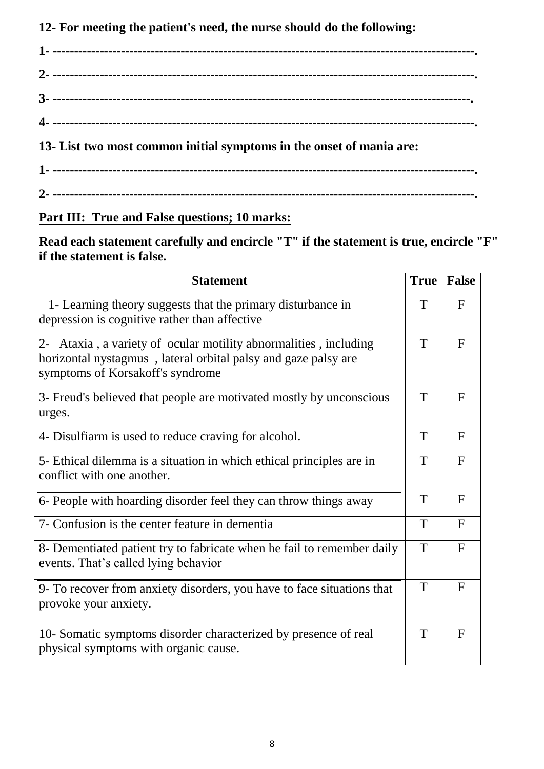**12- For meeting the patient's need, the nurse should do the following:**

**1- ------------------------------------------------------------------------------------------------.**

**2- ------------------------------------------------------------------------------------------------.**

**3- -----------------------------------------------------------------------------------------------.**

**4- ------------------------------------------------------------------------------------------------.**

**13- List two most common initial symptoms in the onset of mania are:**

**1- ------------------------------------------------------------------------------------------------.**

**2- ------------------------------------------------------------------------------------------------.**

**<u>Part III: True and False questions; 10 marks:</u>**

**Read each statement carefully and encircle "T" if the statement is true, encircle "F" if the statement is false.**

| Statement | True | False |
|---|---|---|
| 1- Learning theory suggests that the primary disturbance in depression is cognitive rather than affective | T | F |
| 2- Ataxia , a variety of ocular motility abnormalities , including horizontal nystagmus , lateral orbital palsy and gaze palsy are symptoms of Korsakoff's syndrome | T | F |
| 3- Freud's believed that people are motivated mostly by unconscious urges. | T | F |
| 4- Disulfiarm is used to reduce craving for alcohol. | T | F |
| 5- Ethical dilemma is a situation in which ethical principles are in conflict with one another. | T | F |
| 6- People with hoarding disorder feel they can throw things away | T | F |
| 7- Confusion is the center feature in dementia | T | F |
| 8- Dementiated patient try to fabricate when he fail to remember daily events. That's called lying behavior | T | F |
| 9- To recover from anxiety disorders, you have to face situations that provoke your anxiety. | T | F |
| 10- Somatic symptoms disorder characterized by presence of real physical symptoms with organic cause. | T | F |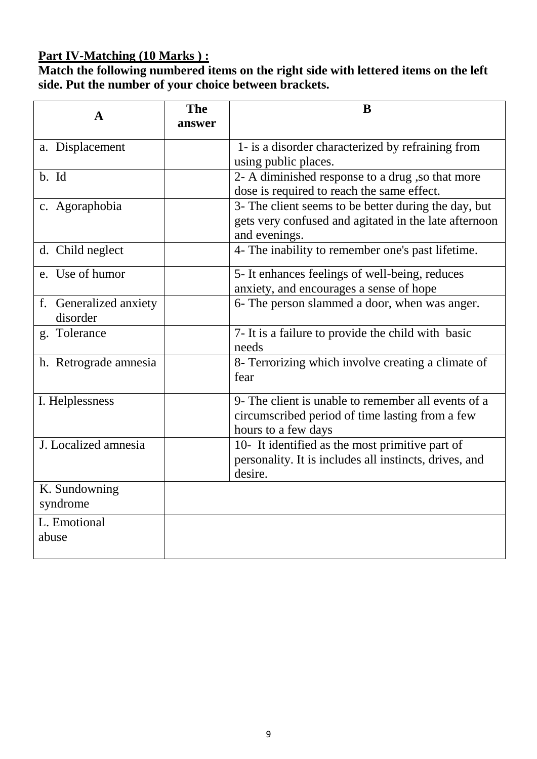**Part IV-Matching (10 Marks ) :**

**Match the following numbered items on the right side with lettered items on the left side. Put the number of your choice between brackets.**

| A | The answer | B |
|---|---|---|
| a. Displacement | | 1- is a disorder characterized by refraining from using public places. |
| b. Id | | 2- A diminished response to a drug ,so that more dose is required to reach the same effect. |
| c. Agoraphobia | | 3- The client seems to be better during the day, but gets very confused and agitated in the late afternoon and evenings. |
| d. Child neglect | | 4- The inability to remember one's past lifetime. |
| e. Use of humor | | 5- It enhances feelings of well-being, reduces anxiety, and encourages a sense of hope |
| f. Generalized anxiety disorder | | 6- The person slammed a door, when was anger. |
| g. Tolerance | | 7- It is a failure to provide the child with basic needs |
| h. Retrograde amnesia | | 8- Terrorizing which involve creating a climate of fear |
| I. Helplessness | | 9- The client is unable to remember all events of a circumscribed period of time lasting from a few hours to a few days |
| J. Localized amnesia | | 10- It identified as the most primitive part of personality. It is includes all instincts, drives, and desire. |
| K. Sundowning syndrome | | |
| L. Emotional abuse | | |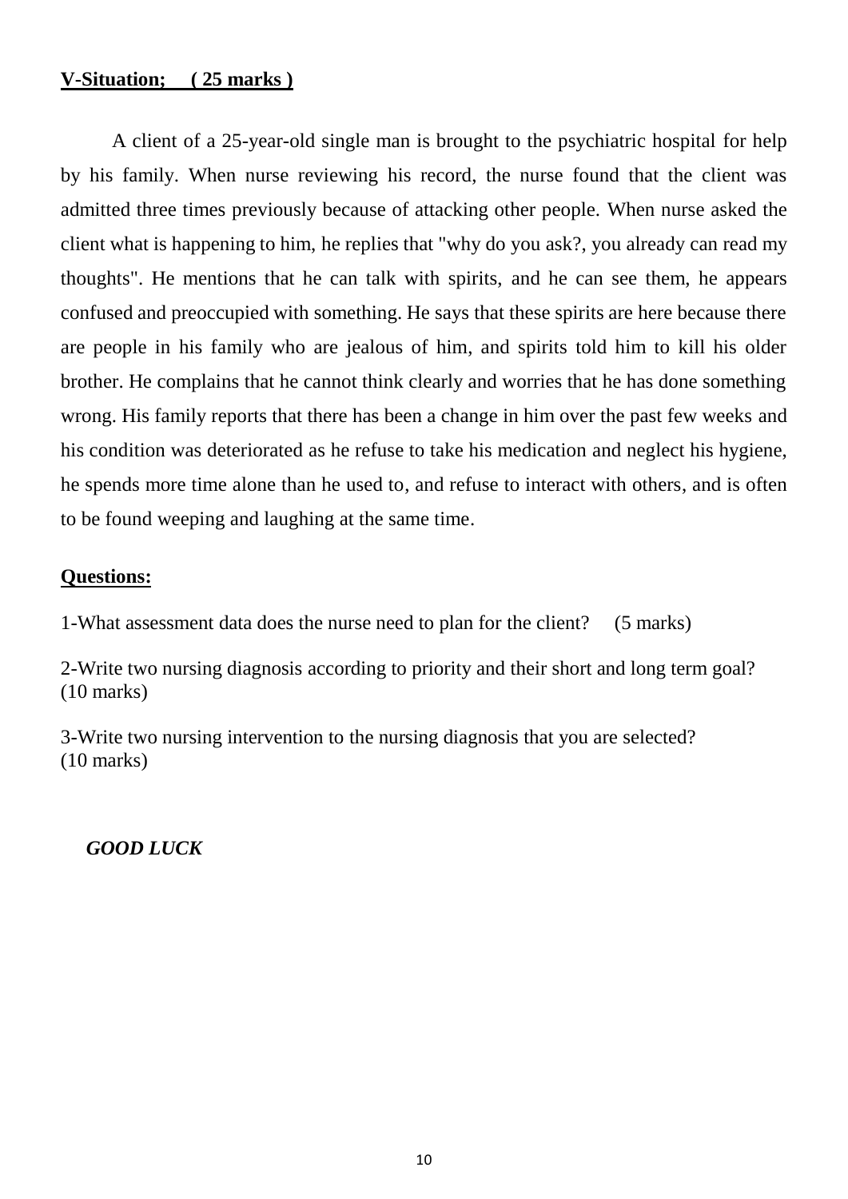**V-Situation; ( 25 marks )**

A client of a 25-year-old single man is brought to the psychiatric hospital for help by his family. When nurse reviewing his record, the nurse found that the client was admitted three times previously because of attacking other people. When nurse asked the client what is happening to him, he replies that "why do you ask?, you already can read my thoughts". He mentions that he can talk with spirits, and he can see them, he appears confused and preoccupied with something. He says that these spirits are here because there are people in his family who are jealous of him, and spirits told him to kill his older brother. He complains that he cannot think clearly and worries that he has done something wrong. His family reports that there has been a change in him over the past few weeks and his condition was deteriorated as he refuse to take his medication and neglect his hygiene, he spends more time alone than he used to, and refuse to interact with others, and is often to be found weeping and laughing at the same time.

**Questions:**

1-What assessment data does the nurse need to plan for the client? (5 marks)

2-Write two nursing diagnosis according to priority and their short and long term goal? (10 marks)

3-Write two nursing intervention to the nursing diagnosis that you are selected? (10 marks)

***GOOD LUCK***